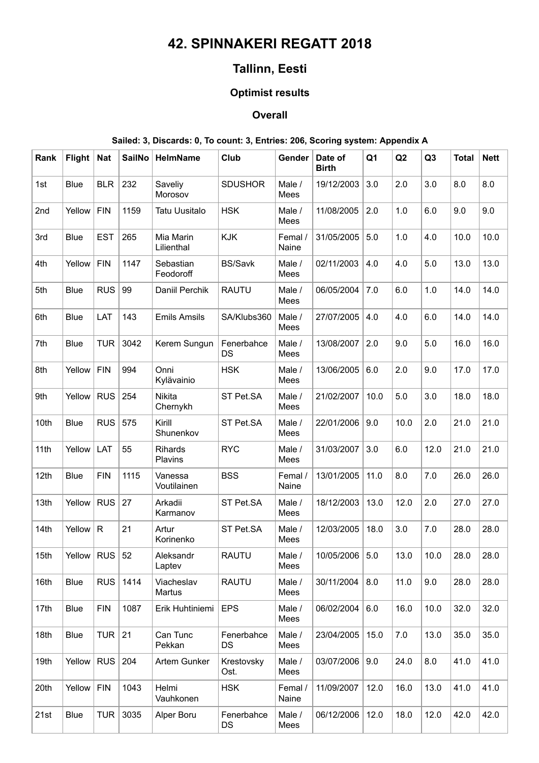# 42. SPINNAKERI REGATT 2018

## Tallinn, Eesti

### Optimist results

### Overall

**Sailed: 3, Discards: 0, To count: 3, Entries: 206, Scoring system: Appendix A**

| Rank | Flight | Nat | SailNo | HelmName | Club | Gender | Date of Birth | Q1 | Q2 | Q3 | Total | Nett |
|---|---|---|---|---|---|---|---|---|---|---|---|---|
| 1st | Blue | BLR | 232 | Saveliy Morosov | SDUSHOR | Male / Mees | 19/12/2003 | 3.0 | 2.0 | 3.0 | 8.0 | 8.0 |
| 2nd | Yellow | FIN | 1159 | Tatu Uusitalo | HSK | Male / Mees | 11/08/2005 | 2.0 | 1.0 | 6.0 | 9.0 | 9.0 |
| 3rd | Blue | EST | 265 | Mia Marin Lilienthal | KJK | Femal / Naine | 31/05/2005 | 5.0 | 1.0 | 4.0 | 10.0 | 10.0 |
| 4th | Yellow | FIN | 1147 | Sebastian Feodoroff | BS/Savk | Male / Mees | 02/11/2003 | 4.0 | 4.0 | 5.0 | 13.0 | 13.0 |
| 5th | Blue | RUS | 99 | Daniil Perchik | RAUTU | Male / Mees | 06/05/2004 | 7.0 | 6.0 | 1.0 | 14.0 | 14.0 |
| 6th | Blue | LAT | 143 | Emils Amsils | SA/Klubs360 | Male / Mees | 27/07/2005 | 4.0 | 4.0 | 6.0 | 14.0 | 14.0 |
| 7th | Blue | TUR | 3042 | Kerem Sungun | Fenerbahce DS | Male / Mees | 13/08/2007 | 2.0 | 9.0 | 5.0 | 16.0 | 16.0 |
| 8th | Yellow | FIN | 994 | Onni Kylävainio | HSK | Male / Mees | 13/06/2005 | 6.0 | 2.0 | 9.0 | 17.0 | 17.0 |
| 9th | Yellow | RUS | 254 | Nikita Chernykh | ST Pet.SA | Male / Mees | 21/02/2007 | 10.0 | 5.0 | 3.0 | 18.0 | 18.0 |
| 10th | Blue | RUS | 575 | Kirill Shunenkov | ST Pet.SA | Male / Mees | 22/01/2006 | 9.0 | 10.0 | 2.0 | 21.0 | 21.0 |
| 11th | Yellow | LAT | 55 | Rihards Plavins | RYC | Male / Mees | 31/03/2007 | 3.0 | 6.0 | 12.0 | 21.0 | 21.0 |
| 12th | Blue | FIN | 1115 | Vanessa Voutilainen | BSS | Femal / Naine | 13/01/2005 | 11.0 | 8.0 | 7.0 | 26.0 | 26.0 |
| 13th | Yellow | RUS | 27 | Arkadii Karmanov | ST Pet.SA | Male / Mees | 18/12/2003 | 13.0 | 12.0 | 2.0 | 27.0 | 27.0 |
| 14th | Yellow | R | 21 | Artur Korinenko | ST Pet.SA | Male / Mees | 12/03/2005 | 18.0 | 3.0 | 7.0 | 28.0 | 28.0 |
| 15th | Yellow | RUS | 52 | Aleksandr Laptev | RAUTU | Male / Mees | 10/05/2006 | 5.0 | 13.0 | 10.0 | 28.0 | 28.0 |
| 16th | Blue | RUS | 1414 | Viacheslav Martus | RAUTU | Male / Mees | 30/11/2004 | 8.0 | 11.0 | 9.0 | 28.0 | 28.0 |
| 17th | Blue | FIN | 1087 | Erik Huhtiniemi | EPS | Male / Mees | 06/02/2004 | 6.0 | 16.0 | 10.0 | 32.0 | 32.0 |
| 18th | Blue | TUR | 21 | Can Tunc Pekkan | Fenerbahce DS | Male / Mees | 23/04/2005 | 15.0 | 7.0 | 13.0 | 35.0 | 35.0 |
| 19th | Yellow | RUS | 204 | Artem Gunker | Krestovsky Ost. | Male / Mees | 03/07/2006 | 9.0 | 24.0 | 8.0 | 41.0 | 41.0 |
| 20th | Yellow | FIN | 1043 | Helmi Vauhkonen | HSK | Femal / Naine | 11/09/2007 | 12.0 | 16.0 | 13.0 | 41.0 | 41.0 |
| 21st | Blue | TUR | 3035 | Alper Boru | Fenerbahce DS | Male / Mees | 06/12/2006 | 12.0 | 18.0 | 12.0 | 42.0 | 42.0 |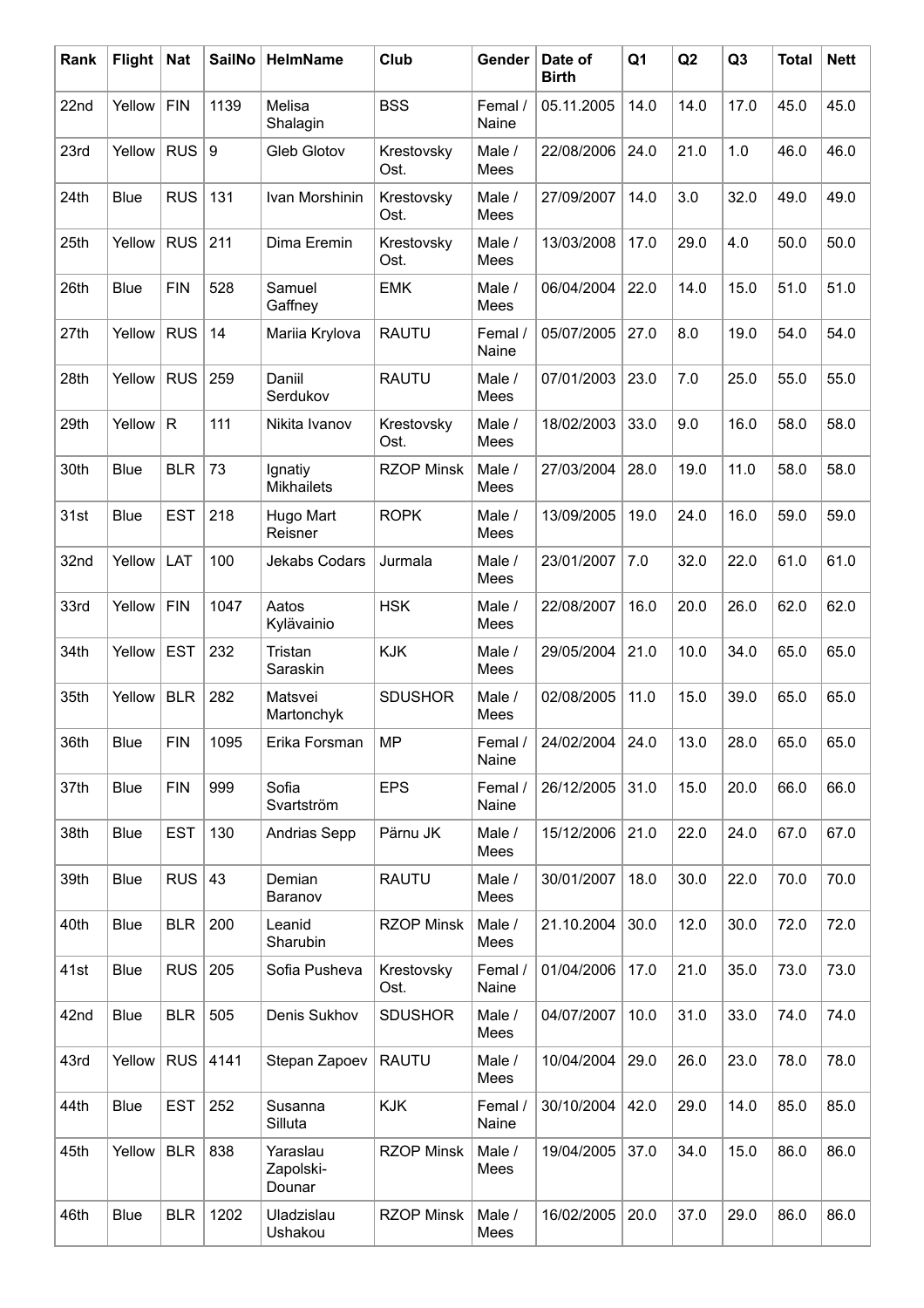| Rank | Flight | Nat | SailNo | HelmName | Club | Gender | Date of Birth | Q1 | Q2 | Q3 | Total | Nett |
|---|---|---|---|---|---|---|---|---|---|---|---|---|
| 22nd | Yellow | FIN | 1139 | Melisa Shalagin | BSS | Femal / Naine | 05.11.2005 | 14.0 | 14.0 | 17.0 | 45.0 | 45.0 |
| 23rd | Yellow | RUS | 9 | Gleb Glotov | Krestovsky Ost. | Male / Mees | 22/08/2006 | 24.0 | 21.0 | 1.0 | 46.0 | 46.0 |
| 24th | Blue | RUS | 131 | Ivan Morshinin | Krestovsky Ost. | Male / Mees | 27/09/2007 | 14.0 | 3.0 | 32.0 | 49.0 | 49.0 |
| 25th | Yellow | RUS | 211 | Dima Eremin | Krestovsky Ost. | Male / Mees | 13/03/2008 | 17.0 | 29.0 | 4.0 | 50.0 | 50.0 |
| 26th | Blue | FIN | 528 | Samuel Gaffney | EMK | Male / Mees | 06/04/2004 | 22.0 | 14.0 | 15.0 | 51.0 | 51.0 |
| 27th | Yellow | RUS | 14 | Mariia Krylova | RAUTU | Femal / Naine | 05/07/2005 | 27.0 | 8.0 | 19.0 | 54.0 | 54.0 |
| 28th | Yellow | RUS | 259 | Daniil Serdukov | RAUTU | Male / Mees | 07/01/2003 | 23.0 | 7.0 | 25.0 | 55.0 | 55.0 |
| 29th | Yellow | R | 111 | Nikita Ivanov | Krestovsky Ost. | Male / Mees | 18/02/2003 | 33.0 | 9.0 | 16.0 | 58.0 | 58.0 |
| 30th | Blue | BLR | 73 | Ignatiy Mikhailets | RZOP Minsk | Male / Mees | 27/03/2004 | 28.0 | 19.0 | 11.0 | 58.0 | 58.0 |
| 31st | Blue | EST | 218 | Hugo Mart Reisner | ROPK | Male / Mees | 13/09/2005 | 19.0 | 24.0 | 16.0 | 59.0 | 59.0 |
| 32nd | Yellow | LAT | 100 | Jekabs Codars | Jurmala | Male / Mees | 23/01/2007 | 7.0 | 32.0 | 22.0 | 61.0 | 61.0 |
| 33rd | Yellow | FIN | 1047 | Aatos Kylävainio | HSK | Male / Mees | 22/08/2007 | 16.0 | 20.0 | 26.0 | 62.0 | 62.0 |
| 34th | Yellow | EST | 232 | Tristan Saraskin | KJK | Male / Mees | 29/05/2004 | 21.0 | 10.0 | 34.0 | 65.0 | 65.0 |
| 35th | Yellow | BLR | 282 | Matsvei Martonchyk | SDUSHOR | Male / Mees | 02/08/2005 | 11.0 | 15.0 | 39.0 | 65.0 | 65.0 |
| 36th | Blue | FIN | 1095 | Erika Forsman | MP | Femal / Naine | 24/02/2004 | 24.0 | 13.0 | 28.0 | 65.0 | 65.0 |
| 37th | Blue | FIN | 999 | Sofia Svartström | EPS | Femal / Naine | 26/12/2005 | 31.0 | 15.0 | 20.0 | 66.0 | 66.0 |
| 38th | Blue | EST | 130 | Andrias Sepp | Pärnu JK | Male / Mees | 15/12/2006 | 21.0 | 22.0 | 24.0 | 67.0 | 67.0 |
| 39th | Blue | RUS | 43 | Demian Baranov | RAUTU | Male / Mees | 30/01/2007 | 18.0 | 30.0 | 22.0 | 70.0 | 70.0 |
| 40th | Blue | BLR | 200 | Leanid Sharubin | RZOP Minsk | Male / Mees | 21.10.2004 | 30.0 | 12.0 | 30.0 | 72.0 | 72.0 |
| 41st | Blue | RUS | 205 | Sofia Pusheva | Krestovsky Ost. | Femal / Naine | 01/04/2006 | 17.0 | 21.0 | 35.0 | 73.0 | 73.0 |
| 42nd | Blue | BLR | 505 | Denis Sukhov | SDUSHOR | Male / Mees | 04/07/2007 | 10.0 | 31.0 | 33.0 | 74.0 | 74.0 |
| 43rd | Yellow | RUS | 4141 | Stepan Zapoev | RAUTU | Male / Mees | 10/04/2004 | 29.0 | 26.0 | 23.0 | 78.0 | 78.0 |
| 44th | Blue | EST | 252 | Susanna Silluta | KJK | Femal / Naine | 30/10/2004 | 42.0 | 29.0 | 14.0 | 85.0 | 85.0 |
| 45th | Yellow | BLR | 838 | Yaraslau Zapolski-Dounar | RZOP Minsk | Male / Mees | 19/04/2005 | 37.0 | 34.0 | 15.0 | 86.0 | 86.0 |
| 46th | Blue | BLR | 1202 | Uladzislau Ushakou | RZOP Minsk | Male / Mees | 16/02/2005 | 20.0 | 37.0 | 29.0 | 86.0 | 86.0 |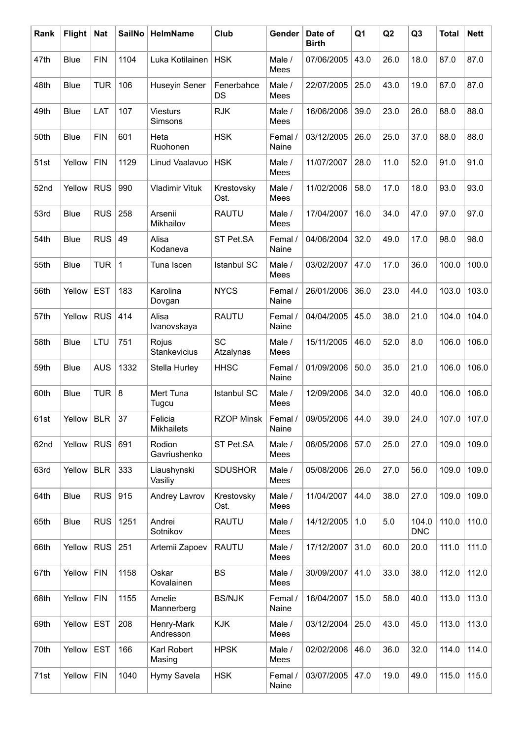| Rank | Flight | Nat | SailNo | HelmName | Club | Gender | Date of Birth | Q1 | Q2 | Q3 | Total | Nett |
|---|---|---|---|---|---|---|---|---|---|---|---|---|
| 47th | Blue | FIN | 1104 | Luka Kotilainen | HSK | Male / Mees | 07/06/2005 | 43.0 | 26.0 | 18.0 | 87.0 | 87.0 |
| 48th | Blue | TUR | 106 | Huseyin Sener | Fenerbahce DS | Male / Mees | 22/07/2005 | 25.0 | 43.0 | 19.0 | 87.0 | 87.0 |
| 49th | Blue | LAT | 107 | Viesturs Simsons | RJK | Male / Mees | 16/06/2006 | 39.0 | 23.0 | 26.0 | 88.0 | 88.0 |
| 50th | Blue | FIN | 601 | Heta Ruohonen | HSK | Femal / Naine | 03/12/2005 | 26.0 | 25.0 | 37.0 | 88.0 | 88.0 |
| 51st | Yellow | FIN | 1129 | Linud Vaalavuo | HSK | Male / Mees | 11/07/2007 | 28.0 | 11.0 | 52.0 | 91.0 | 91.0 |
| 52nd | Yellow | RUS | 990 | Vladimir Vituk | Krestovsky Ost. | Male / Mees | 11/02/2006 | 58.0 | 17.0 | 18.0 | 93.0 | 93.0 |
| 53rd | Blue | RUS | 258 | Arsenii Mikhailov | RAUTU | Male / Mees | 17/04/2007 | 16.0 | 34.0 | 47.0 | 97.0 | 97.0 |
| 54th | Blue | RUS | 49 | Alisa Kodaneva | ST Pet.SA | Femal / Naine | 04/06/2004 | 32.0 | 49.0 | 17.0 | 98.0 | 98.0 |
| 55th | Blue | TUR | 1 | Tuna Iscen | Istanbul SC | Male / Mees | 03/02/2007 | 47.0 | 17.0 | 36.0 | 100.0 | 100.0 |
| 56th | Yellow | EST | 183 | Karolina Dovgan | NYCS | Femal / Naine | 26/01/2006 | 36.0 | 23.0 | 44.0 | 103.0 | 103.0 |
| 57th | Yellow | RUS | 414 | Alisa Ivanovskaya | RAUTU | Femal / Naine | 04/04/2005 | 45.0 | 38.0 | 21.0 | 104.0 | 104.0 |
| 58th | Blue | LTU | 751 | Rojus Stankevicius | SC Atzalynas | Male / Mees | 15/11/2005 | 46.0 | 52.0 | 8.0 | 106.0 | 106.0 |
| 59th | Blue | AUS | 1332 | Stella Hurley | HHSC | Femal / Naine | 01/09/2006 | 50.0 | 35.0 | 21.0 | 106.0 | 106.0 |
| 60th | Blue | TUR | 8 | Mert Tuna Tugcu | Istanbul SC | Male / Mees | 12/09/2006 | 34.0 | 32.0 | 40.0 | 106.0 | 106.0 |
| 61st | Yellow | BLR | 37 | Felicia Mikhailets | RZOP Minsk | Femal / Naine | 09/05/2006 | 44.0 | 39.0 | 24.0 | 107.0 | 107.0 |
| 62nd | Yellow | RUS | 691 | Rodion Gavriushenko | ST Pet.SA | Male / Mees | 06/05/2006 | 57.0 | 25.0 | 27.0 | 109.0 | 109.0 |
| 63rd | Yellow | BLR | 333 | Liaushynski Vasiliy | SDUSHOR | Male / Mees | 05/08/2006 | 26.0 | 27.0 | 56.0 | 109.0 | 109.0 |
| 64th | Blue | RUS | 915 | Andrey Lavrov | Krestovsky Ost. | Male / Mees | 11/04/2007 | 44.0 | 38.0 | 27.0 | 109.0 | 109.0 |
| 65th | Blue | RUS | 1251 | Andrei Sotnikov | RAUTU | Male / Mees | 14/12/2005 | 1.0 | 5.0 | 104.0 DNC | 110.0 | 110.0 |
| 66th | Yellow | RUS | 251 | Artemii Zapoev | RAUTU | Male / Mees | 17/12/2007 | 31.0 | 60.0 | 20.0 | 111.0 | 111.0 |
| 67th | Yellow | FIN | 1158 | Oskar Kovalainen | BS | Male / Mees | 30/09/2007 | 41.0 | 33.0 | 38.0 | 112.0 | 112.0 |
| 68th | Yellow | FIN | 1155 | Amelie Mannerberg | BS/NJK | Femal / Naine | 16/04/2007 | 15.0 | 58.0 | 40.0 | 113.0 | 113.0 |
| 69th | Yellow | EST | 208 | Henry-Mark Andresson | KJK | Male / Mees | 03/12/2004 | 25.0 | 43.0 | 45.0 | 113.0 | 113.0 |
| 70th | Yellow | EST | 166 | Karl Robert Masing | HPSK | Male / Mees | 02/02/2006 | 46.0 | 36.0 | 32.0 | 114.0 | 114.0 |
| 71st | Yellow | FIN | 1040 | Hymy Savela | HSK | Femal / Naine | 03/07/2005 | 47.0 | 19.0 | 49.0 | 115.0 | 115.0 |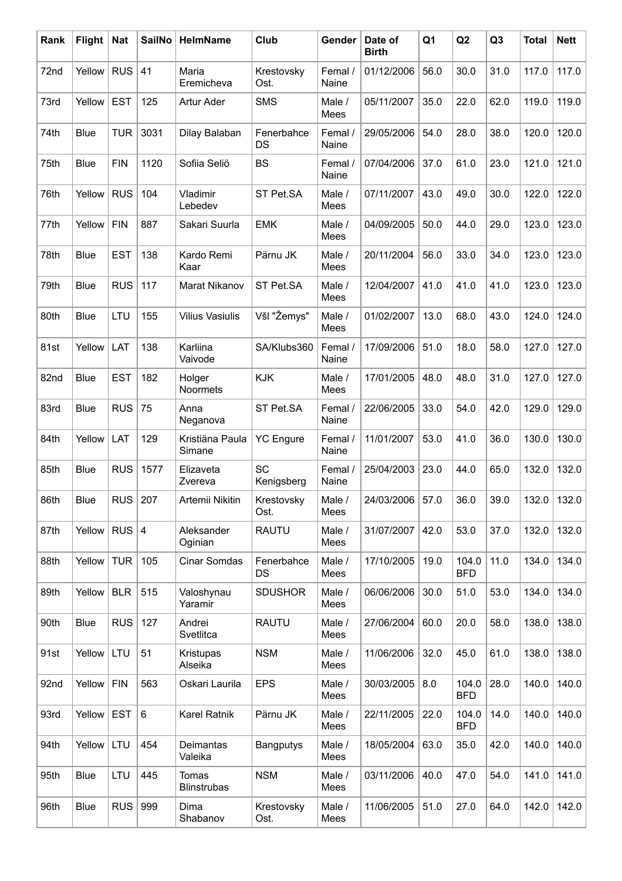| Rank | Flight | Nat | SailNo | HelmName | Club | Gender | Date of Birth | Q1 | Q2 | Q3 | Total | Nett |
|---|---|---|---|---|---|---|---|---|---|---|---|---|
| 72nd | Yellow | RUS | 41 | Maria Eremicheva | Krestovsky Ost. | Femal / Naine | 01/12/2006 | 56.0 | 30.0 | 31.0 | 117.0 | 117.0 |
| 73rd | Yellow | EST | 125 | Artur Ader | SMS | Male / Mees | 05/11/2007 | 35.0 | 22.0 | 62.0 | 119.0 | 119.0 |
| 74th | Blue | TUR | 3031 | Dilay Balaban | Fenerbahce DS | Femal / Naine | 29/05/2006 | 54.0 | 28.0 | 38.0 | 120.0 | 120.0 |
| 75th | Blue | FIN | 1120 | Sofiia Seliö | BS | Femal / Naine | 07/04/2006 | 37.0 | 61.0 | 23.0 | 121.0 | 121.0 |
| 76th | Yellow | RUS | 104 | Vladimir Lebedev | ST Pet.SA | Male / Mees | 07/11/2007 | 43.0 | 49.0 | 30.0 | 122.0 | 122.0 |
| 77th | Yellow | FIN | 887 | Sakari Suurla | EMK | Male / Mees | 04/09/2005 | 50.0 | 44.0 | 29.0 | 123.0 | 123.0 |
| 78th | Blue | EST | 138 | Kardo Remi Kaar | Pärnu JK | Male / Mees | 20/11/2004 | 56.0 | 33.0 | 34.0 | 123.0 | 123.0 |
| 79th | Blue | RUS | 117 | Marat Nikanov | ST Pet.SA | Male / Mees | 12/04/2007 | 41.0 | 41.0 | 41.0 | 123.0 | 123.0 |
| 80th | Blue | LTU | 155 | Vilius Vasiulis | VšI "Žemys" | Male / Mees | 01/02/2007 | 13.0 | 68.0 | 43.0 | 124.0 | 124.0 |
| 81st | Yellow | LAT | 138 | Karliina Vaivode | SA/Klubs360 | Femal / Naine | 17/09/2006 | 51.0 | 18.0 | 58.0 | 127.0 | 127.0 |
| 82nd | Blue | EST | 182 | Holger Noormets | KJK | Male / Mees | 17/01/2005 | 48.0 | 48.0 | 31.0 | 127.0 | 127.0 |
| 83rd | Blue | RUS | 75 | Anna Neganova | ST Pet.SA | Femal / Naine | 22/06/2005 | 33.0 | 54.0 | 42.0 | 129.0 | 129.0 |
| 84th | Yellow | LAT | 129 | Kristiäna Paula Simane | YC Engure | Femal / Naine | 11/01/2007 | 53.0 | 41.0 | 36.0 | 130.0 | 130.0 |
| 85th | Blue | RUS | 1577 | Elizaveta Zvereva | SC Kenigsberg | Femal / Naine | 25/04/2003 | 23.0 | 44.0 | 65.0 | 132.0 | 132.0 |
| 86th | Blue | RUS | 207 | Artemii Nikitin | Krestovsky Ost. | Male / Mees | 24/03/2006 | 57.0 | 36.0 | 39.0 | 132.0 | 132.0 |
| 87th | Yellow | RUS | 4 | Aleksander Oginian | RAUTU | Male / Mees | 31/07/2007 | 42.0 | 53.0 | 37.0 | 132.0 | 132.0 |
| 88th | Yellow | TUR | 105 | Cinar Somdas | Fenerbahce DS | Male / Mees | 17/10/2005 | 19.0 | 104.0 BFD | 11.0 | 134.0 | 134.0 |
| 89th | Yellow | BLR | 515 | Valoshynau Yaramir | SDUSHOR | Male / Mees | 06/06/2006 | 30.0 | 51.0 | 53.0 | 134.0 | 134.0 |
| 90th | Blue | RUS | 127 | Andrei Svetlitca | RAUTU | Male / Mees | 27/06/2004 | 60.0 | 20.0 | 58.0 | 138.0 | 138.0 |
| 91st | Yellow | LTU | 51 | Kristupas Alseika | NSM | Male / Mees | 11/06/2006 | 32.0 | 45.0 | 61.0 | 138.0 | 138.0 |
| 92nd | Yellow | FIN | 563 | Oskari Laurila | EPS | Male / Mees | 30/03/2005 | 8.0 | 104.0 BFD | 28.0 | 140.0 | 140.0 |
| 93rd | Yellow | EST | 6 | Karel Ratnik | Pärnu JK | Male / Mees | 22/11/2005 | 22.0 | 104.0 BFD | 14.0 | 140.0 | 140.0 |
| 94th | Yellow | LTU | 454 | Deimantas Valeika | Bangputys | Male / Mees | 18/05/2004 | 63.0 | 35.0 | 42.0 | 140.0 | 140.0 |
| 95th | Blue | LTU | 445 | Tomas Blinstrubas | NSM | Male / Mees | 03/11/2006 | 40.0 | 47.0 | 54.0 | 141.0 | 141.0 |
| 96th | Blue | RUS | 999 | Dima Shabanov | Krestovsky Ost. | Male / Mees | 11/06/2005 | 51.0 | 27.0 | 64.0 | 142.0 | 142.0 |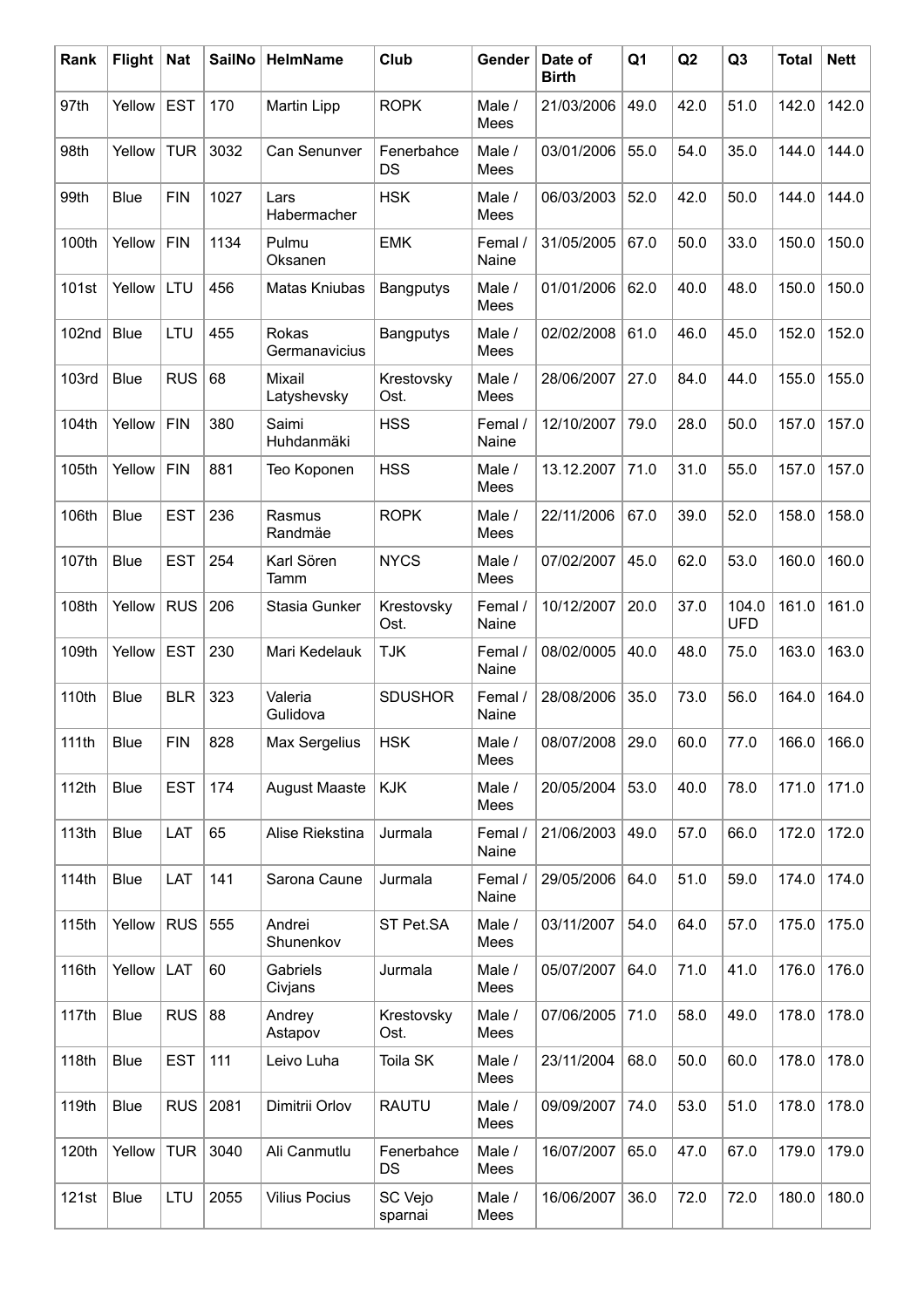| Rank | Flight | Nat | SailNo | HelmName | Club | Gender | Date of Birth | Q1 | Q2 | Q3 | Total | Nett |
|---|---|---|---|---|---|---|---|---|---|---|---|---|
| 97th | Yellow | EST | 170 | Martin Lipp | ROPK | Male / Mees | 21/03/2006 | 49.0 | 42.0 | 51.0 | 142.0 | 142.0 |
| 98th | Yellow | TUR | 3032 | Can Senunver | Fenerbahce DS | Male / Mees | 03/01/2006 | 55.0 | 54.0 | 35.0 | 144.0 | 144.0 |
| 99th | Blue | FIN | 1027 | Lars Habermacher | HSK | Male / Mees | 06/03/2003 | 52.0 | 42.0 | 50.0 | 144.0 | 144.0 |
| 100th | Yellow | FIN | 1134 | Pulmu Oksanen | EMK | Femal / Naine | 31/05/2005 | 67.0 | 50.0 | 33.0 | 150.0 | 150.0 |
| 101st | Yellow | LTU | 456 | Matas Kniubas | Bangputys | Male / Mees | 01/01/2006 | 62.0 | 40.0 | 48.0 | 150.0 | 150.0 |
| 102nd | Blue | LTU | 455 | Rokas Germanavicius | Bangputys | Male / Mees | 02/02/2008 | 61.0 | 46.0 | 45.0 | 152.0 | 152.0 |
| 103rd | Blue | RUS | 68 | Mixail Latyshevsky | Krestovsky Ost. | Male / Mees | 28/06/2007 | 27.0 | 84.0 | 44.0 | 155.0 | 155.0 |
| 104th | Yellow | FIN | 380 | Saimi Huhdanmäki | HSS | Femal / Naine | 12/10/2007 | 79.0 | 28.0 | 50.0 | 157.0 | 157.0 |
| 105th | Yellow | FIN | 881 | Teo Koponen | HSS | Male / Mees | 13.12.2007 | 71.0 | 31.0 | 55.0 | 157.0 | 157.0 |
| 106th | Blue | EST | 236 | Rasmus Randmäe | ROPK | Male / Mees | 22/11/2006 | 67.0 | 39.0 | 52.0 | 158.0 | 158.0 |
| 107th | Blue | EST | 254 | Karl Sören Tamm | NYCS | Male / Mees | 07/02/2007 | 45.0 | 62.0 | 53.0 | 160.0 | 160.0 |
| 108th | Yellow | RUS | 206 | Stasia Gunker | Krestovsky Ost. | Femal / Naine | 10/12/2007 | 20.0 | 37.0 | 104.0 UFD | 161.0 | 161.0 |
| 109th | Yellow | EST | 230 | Mari Kedelauk | TJK | Femal / Naine | 08/02/0005 | 40.0 | 48.0 | 75.0 | 163.0 | 163.0 |
| 110th | Blue | BLR | 323 | Valeria Gulidova | SDUSHOR | Femal / Naine | 28/08/2006 | 35.0 | 73.0 | 56.0 | 164.0 | 164.0 |
| 111th | Blue | FIN | 828 | Max Sergelius | HSK | Male / Mees | 08/07/2008 | 29.0 | 60.0 | 77.0 | 166.0 | 166.0 |
| 112th | Blue | EST | 174 | August Maaste | KJK | Male / Mees | 20/05/2004 | 53.0 | 40.0 | 78.0 | 171.0 | 171.0 |
| 113th | Blue | LAT | 65 | Alise Riekstina | Jurmala | Femal / Naine | 21/06/2003 | 49.0 | 57.0 | 66.0 | 172.0 | 172.0 |
| 114th | Blue | LAT | 141 | Sarona Caune | Jurmala | Femal / Naine | 29/05/2006 | 64.0 | 51.0 | 59.0 | 174.0 | 174.0 |
| 115th | Yellow | RUS | 555 | Andrei Shunenkov | ST Pet.SA | Male / Mees | 03/11/2007 | 54.0 | 64.0 | 57.0 | 175.0 | 175.0 |
| 116th | Yellow | LAT | 60 | Gabriels Civjans | Jurmala | Male / Mees | 05/07/2007 | 64.0 | 71.0 | 41.0 | 176.0 | 176.0 |
| 117th | Blue | RUS | 88 | Andrey Astapov | Krestovsky Ost. | Male / Mees | 07/06/2005 | 71.0 | 58.0 | 49.0 | 178.0 | 178.0 |
| 118th | Blue | EST | 111 | Leivo Luha | Toila SK | Male / Mees | 23/11/2004 | 68.0 | 50.0 | 60.0 | 178.0 | 178.0 |
| 119th | Blue | RUS | 2081 | Dimitrii Orlov | RAUTU | Male / Mees | 09/09/2007 | 74.0 | 53.0 | 51.0 | 178.0 | 178.0 |
| 120th | Yellow | TUR | 3040 | Ali Canmutlu | Fenerbahce DS | Male / Mees | 16/07/2007 | 65.0 | 47.0 | 67.0 | 179.0 | 179.0 |
| 121st | Blue | LTU | 2055 | Vilius Pocius | SC Vejo sparnai | Male / Mees | 16/06/2007 | 36.0 | 72.0 | 72.0 | 180.0 | 180.0 |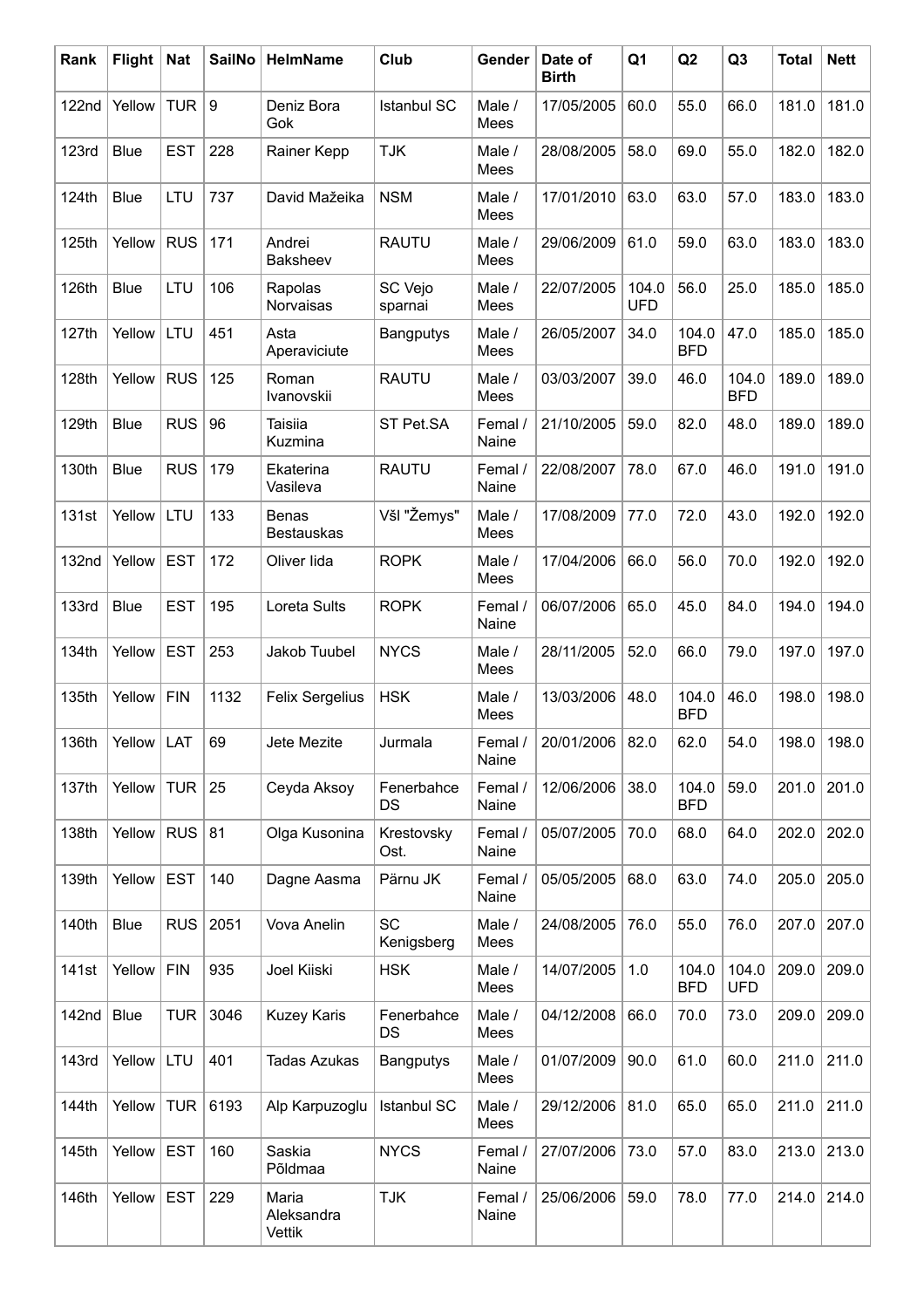| Rank | Flight | Nat | SailNo | HelmName | Club | Gender | Date of Birth | Q1 | Q2 | Q3 | Total | Nett |
|---|---|---|---|---|---|---|---|---|---|---|---|---|
| 122nd | Yellow | TUR | 9 | Deniz Bora Gok | Istanbul SC | Male / Mees | 17/05/2005 | 60.0 | 55.0 | 66.0 | 181.0 | 181.0 |
| 123rd | Blue | EST | 228 | Rainer Kepp | TJK | Male / Mees | 28/08/2005 | 58.0 | 69.0 | 55.0 | 182.0 | 182.0 |
| 124th | Blue | LTU | 737 | David Mažeika | NSM | Male / Mees | 17/01/2010 | 63.0 | 63.0 | 57.0 | 183.0 | 183.0 |
| 125th | Yellow | RUS | 171 | Andrei Baksheev | RAUTU | Male / Mees | 29/06/2009 | 61.0 | 59.0 | 63.0 | 183.0 | 183.0 |
| 126th | Blue | LTU | 106 | Rapolas Norvaisas | SC Vejo sparnai | Male / Mees | 22/07/2005 | 104.0 UFD | 56.0 | 25.0 | 185.0 | 185.0 |
| 127th | Yellow | LTU | 451 | Asta Aperaviciute | Bangputys | Male / Mees | 26/05/2007 | 34.0 | 104.0 BFD | 47.0 | 185.0 | 185.0 |
| 128th | Yellow | RUS | 125 | Roman Ivanovskii | RAUTU | Male / Mees | 03/03/2007 | 39.0 | 46.0 | 104.0 BFD | 189.0 | 189.0 |
| 129th | Blue | RUS | 96 | Taisiia Kuzmina | ST Pet.SA | Femal / Naine | 21/10/2005 | 59.0 | 82.0 | 48.0 | 189.0 | 189.0 |
| 130th | Blue | RUS | 179 | Ekaterina Vasileva | RAUTU | Femal / Naine | 22/08/2007 | 78.0 | 67.0 | 46.0 | 191.0 | 191.0 |
| 131st | Yellow | LTU | 133 | Benas Bestauskas | VšI "Žemys" | Male / Mees | 17/08/2009 | 77.0 | 72.0 | 43.0 | 192.0 | 192.0 |
| 132nd | Yellow | EST | 172 | Oliver Iida | ROPK | Male / Mees | 17/04/2006 | 66.0 | 56.0 | 70.0 | 192.0 | 192.0 |
| 133rd | Blue | EST | 195 | Loreta Sults | ROPK | Femal / Naine | 06/07/2006 | 65.0 | 45.0 | 84.0 | 194.0 | 194.0 |
| 134th | Yellow | EST | 253 | Jakob Tuubel | NYCS | Male / Mees | 28/11/2005 | 52.0 | 66.0 | 79.0 | 197.0 | 197.0 |
| 135th | Yellow | FIN | 1132 | Felix Sergelius | HSK | Male / Mees | 13/03/2006 | 48.0 | 104.0 BFD | 46.0 | 198.0 | 198.0 |
| 136th | Yellow | LAT | 69 | Jete Mezite | Jurmala | Femal / Naine | 20/01/2006 | 82.0 | 62.0 | 54.0 | 198.0 | 198.0 |
| 137th | Yellow | TUR | 25 | Ceyda Aksoy | Fenerbahce DS | Femal / Naine | 12/06/2006 | 38.0 | 104.0 BFD | 59.0 | 201.0 | 201.0 |
| 138th | Yellow | RUS | 81 | Olga Kusonina | Krestovsky Ost. | Femal / Naine | 05/07/2005 | 70.0 | 68.0 | 64.0 | 202.0 | 202.0 |
| 139th | Yellow | EST | 140 | Dagne Aasma | Pärnu JK | Femal / Naine | 05/05/2005 | 68.0 | 63.0 | 74.0 | 205.0 | 205.0 |
| 140th | Blue | RUS | 2051 | Vova Anelin | SC Kenigsberg | Male / Mees | 24/08/2005 | 76.0 | 55.0 | 76.0 | 207.0 | 207.0 |
| 141st | Yellow | FIN | 935 | Joel Kiiski | HSK | Male / Mees | 14/07/2005 | 1.0 | 104.0 BFD | 104.0 UFD | 209.0 | 209.0 |
| 142nd | Blue | TUR | 3046 | Kuzey Karis | Fenerbahce DS | Male / Mees | 04/12/2008 | 66.0 | 70.0 | 73.0 | 209.0 | 209.0 |
| 143rd | Yellow | LTU | 401 | Tadas Azukas | Bangputys | Male / Mees | 01/07/2009 | 90.0 | 61.0 | 60.0 | 211.0 | 211.0 |
| 144th | Yellow | TUR | 6193 | Alp Karpuzoglu | Istanbul SC | Male / Mees | 29/12/2006 | 81.0 | 65.0 | 65.0 | 211.0 | 211.0 |
| 145th | Yellow | EST | 160 | Saskia Põldmaa | NYCS | Femal / Naine | 27/07/2006 | 73.0 | 57.0 | 83.0 | 213.0 | 213.0 |
| 146th | Yellow | EST | 229 | Maria Aleksandra Vettik | TJK | Femal / Naine | 25/06/2006 | 59.0 | 78.0 | 77.0 | 214.0 | 214.0 |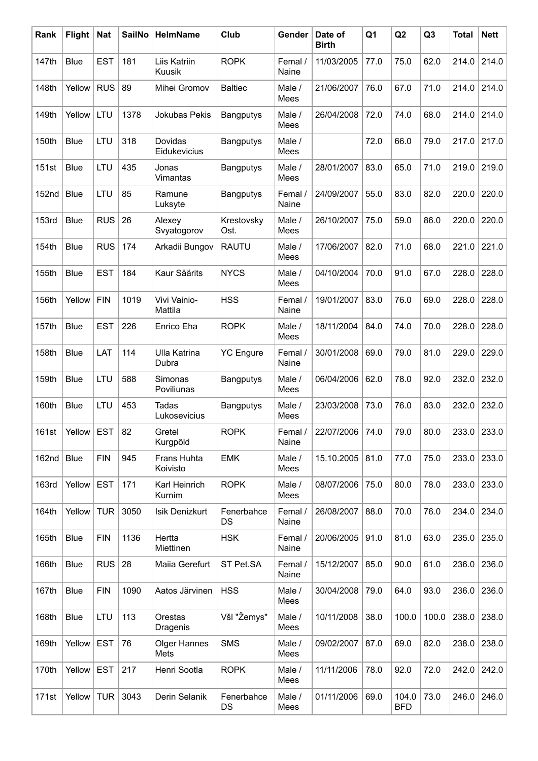| Rank | Flight | Nat | SailNo | HelmName | Club | Gender | Date of Birth | Q1 | Q2 | Q3 | Total | Nett |
|---|---|---|---|---|---|---|---|---|---|---|---|---|
| 147th | Blue | EST | 181 | Liis Katriin Kuusik | ROPK | Femal / Naine | 11/03/2005 | 77.0 | 75.0 | 62.0 | 214.0 | 214.0 |
| 148th | Yellow | RUS | 89 | Mihei Gromov | Baltiec | Male / Mees | 21/06/2007 | 76.0 | 67.0 | 71.0 | 214.0 | 214.0 |
| 149th | Yellow | LTU | 1378 | Jokubas Pekis | Bangputys | Male / Mees | 26/04/2008 | 72.0 | 74.0 | 68.0 | 214.0 | 214.0 |
| 150th | Blue | LTU | 318 | Dovidas Eidukevicius | Bangputys | Male / Mees | | 72.0 | 66.0 | 79.0 | 217.0 | 217.0 |
| 151st | Blue | LTU | 435 | Jonas Vimantas | Bangputys | Male / Mees | 28/01/2007 | 83.0 | 65.0 | 71.0 | 219.0 | 219.0 |
| 152nd | Blue | LTU | 85 | Ramune Luksyte | Bangputys | Femal / Naine | 24/09/2007 | 55.0 | 83.0 | 82.0 | 220.0 | 220.0 |
| 153rd | Blue | RUS | 26 | Alexey Svyatogorov | Krestovsky Ost. | Male / Mees | 26/10/2007 | 75.0 | 59.0 | 86.0 | 220.0 | 220.0 |
| 154th | Blue | RUS | 174 | Arkadii Bungov | RAUTU | Male / Mees | 17/06/2007 | 82.0 | 71.0 | 68.0 | 221.0 | 221.0 |
| 155th | Blue | EST | 184 | Kaur Säärits | NYCS | Male / Mees | 04/10/2004 | 70.0 | 91.0 | 67.0 | 228.0 | 228.0 |
| 156th | Yellow | FIN | 1019 | Vivi Vainio-Mattila | HSS | Femal / Naine | 19/01/2007 | 83.0 | 76.0 | 69.0 | 228.0 | 228.0 |
| 157th | Blue | EST | 226 | Enrico Eha | ROPK | Male / Mees | 18/11/2004 | 84.0 | 74.0 | 70.0 | 228.0 | 228.0 |
| 158th | Blue | LAT | 114 | Ulla Katrina Dubra | YC Engure | Femal / Naine | 30/01/2008 | 69.0 | 79.0 | 81.0 | 229.0 | 229.0 |
| 159th | Blue | LTU | 588 | Simonas Poviliunas | Bangputys | Male / Mees | 06/04/2006 | 62.0 | 78.0 | 92.0 | 232.0 | 232.0 |
| 160th | Blue | LTU | 453 | Tadas Lukosevicius | Bangputys | Male / Mees | 23/03/2008 | 73.0 | 76.0 | 83.0 | 232.0 | 232.0 |
| 161st | Yellow | EST | 82 | Gretel Kurgpõld | ROPK | Femal / Naine | 22/07/2006 | 74.0 | 79.0 | 80.0 | 233.0 | 233.0 |
| 162nd | Blue | FIN | 945 | Frans Huhta Koivisto | EMK | Male / Mees | 15.10.2005 | 81.0 | 77.0 | 75.0 | 233.0 | 233.0 |
| 163rd | Yellow | EST | 171 | Karl Heinrich Kurnim | ROPK | Male / Mees | 08/07/2006 | 75.0 | 80.0 | 78.0 | 233.0 | 233.0 |
| 164th | Yellow | TUR | 3050 | Isik Denizkurt | Fenerbahce DS | Femal / Naine | 26/08/2007 | 88.0 | 70.0 | 76.0 | 234.0 | 234.0 |
| 165th | Blue | FIN | 1136 | Hertta Miettinen | HSK | Femal / Naine | 20/06/2005 | 91.0 | 81.0 | 63.0 | 235.0 | 235.0 |
| 166th | Blue | RUS | 28 | Maiia Gerefurt | ST Pet.SA | Femal / Naine | 15/12/2007 | 85.0 | 90.0 | 61.0 | 236.0 | 236.0 |
| 167th | Blue | FIN | 1090 | Aatos Järvinen | HSS | Male / Mees | 30/04/2008 | 79.0 | 64.0 | 93.0 | 236.0 | 236.0 |
| 168th | Blue | LTU | 113 | Orestas Dragenis | VšI "Žemys" | Male / Mees | 10/11/2008 | 38.0 | 100.0 | 100.0 | 238.0 | 238.0 |
| 169th | Yellow | EST | 76 | Olger Hannes Mets | SMS | Male / Mees | 09/02/2007 | 87.0 | 69.0 | 82.0 | 238.0 | 238.0 |
| 170th | Yellow | EST | 217 | Henri Sootla | ROPK | Male / Mees | 11/11/2006 | 78.0 | 92.0 | 72.0 | 242.0 | 242.0 |
| 171st | Yellow | TUR | 3043 | Derin Selanik | Fenerbahce DS | Male / Mees | 01/11/2006 | 69.0 | 104.0 BFD | 73.0 | 246.0 | 246.0 |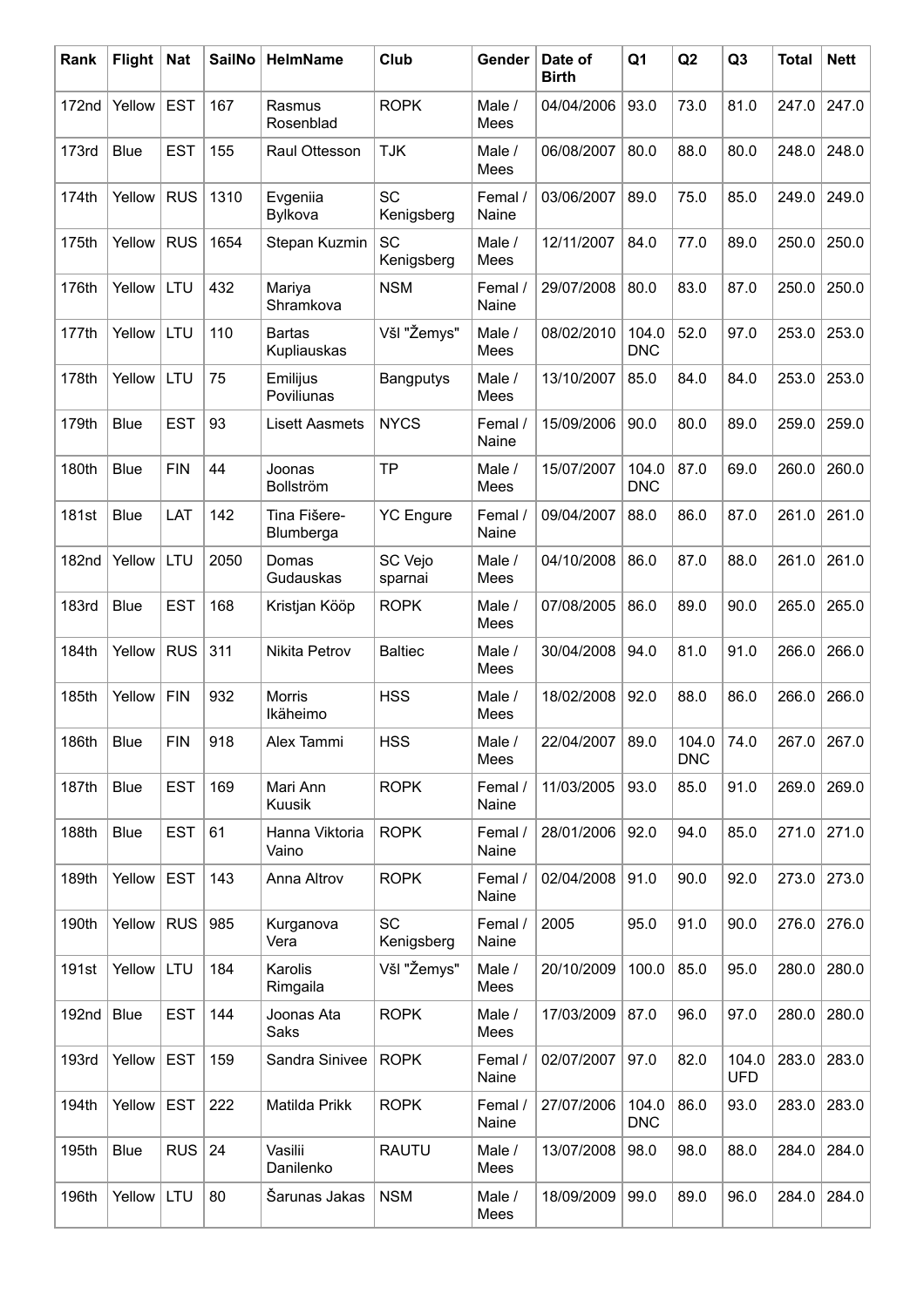| Rank | Flight | Nat | SailNo | HelmName | Club | Gender | Date of Birth | Q1 | Q2 | Q3 | Total | Nett |
|---|---|---|---|---|---|---|---|---|---|---|---|---|
| 172nd | Yellow | EST | 167 | Rasmus Rosenblad | ROPK | Male / Mees | 04/04/2006 | 93.0 | 73.0 | 81.0 | 247.0 | 247.0 |
| 173rd | Blue | EST | 155 | Raul Ottesson | TJK | Male / Mees | 06/08/2007 | 80.0 | 88.0 | 80.0 | 248.0 | 248.0 |
| 174th | Yellow | RUS | 1310 | Evgeniia Bylkova | SC Kenigsberg | Femal / Naine | 03/06/2007 | 89.0 | 75.0 | 85.0 | 249.0 | 249.0 |
| 175th | Yellow | RUS | 1654 | Stepan Kuzmin | SC Kenigsberg | Male / Mees | 12/11/2007 | 84.0 | 77.0 | 89.0 | 250.0 | 250.0 |
| 176th | Yellow | LTU | 432 | Mariya Shramkova | NSM | Femal / Naine | 29/07/2008 | 80.0 | 83.0 | 87.0 | 250.0 | 250.0 |
| 177th | Yellow | LTU | 110 | Bartas Kupliauskas | VšI "Žemys" | Male / Mees | 08/02/2010 | 104.0 DNC | 52.0 | 97.0 | 253.0 | 253.0 |
| 178th | Yellow | LTU | 75 | Emilijus Poviliunas | Bangputys | Male / Mees | 13/10/2007 | 85.0 | 84.0 | 84.0 | 253.0 | 253.0 |
| 179th | Blue | EST | 93 | Lisett Aasmets | NYCS | Femal / Naine | 15/09/2006 | 90.0 | 80.0 | 89.0 | 259.0 | 259.0 |
| 180th | Blue | FIN | 44 | Joonas Bollström | TP | Male / Mees | 15/07/2007 | 104.0 DNC | 87.0 | 69.0 | 260.0 | 260.0 |
| 181st | Blue | LAT | 142 | Tina Fišere-Blumberga | YC Engure | Femal / Naine | 09/04/2007 | 88.0 | 86.0 | 87.0 | 261.0 | 261.0 |
| 182nd | Yellow | LTU | 2050 | Domas Gudauskas | SC Vejo sparnai | Male / Mees | 04/10/2008 | 86.0 | 87.0 | 88.0 | 261.0 | 261.0 |
| 183rd | Blue | EST | 168 | Kristjan Kööp | ROPK | Male / Mees | 07/08/2005 | 86.0 | 89.0 | 90.0 | 265.0 | 265.0 |
| 184th | Yellow | RUS | 311 | Nikita Petrov | Baltiec | Male / Mees | 30/04/2008 | 94.0 | 81.0 | 91.0 | 266.0 | 266.0 |
| 185th | Yellow | FIN | 932 | Morris Ikäheimo | HSS | Male / Mees | 18/02/2008 | 92.0 | 88.0 | 86.0 | 266.0 | 266.0 |
| 186th | Blue | FIN | 918 | Alex Tammi | HSS | Male / Mees | 22/04/2007 | 89.0 | 104.0 DNC | 74.0 | 267.0 | 267.0 |
| 187th | Blue | EST | 169 | Mari Ann Kuusik | ROPK | Femal / Naine | 11/03/2005 | 93.0 | 85.0 | 91.0 | 269.0 | 269.0 |
| 188th | Blue | EST | 61 | Hanna Viktoria Vaino | ROPK | Femal / Naine | 28/01/2006 | 92.0 | 94.0 | 85.0 | 271.0 | 271.0 |
| 189th | Yellow | EST | 143 | Anna Altrov | ROPK | Femal / Naine | 02/04/2008 | 91.0 | 90.0 | 92.0 | 273.0 | 273.0 |
| 190th | Yellow | RUS | 985 | Kurganova Vera | SC Kenigsberg | Femal / Naine | 2005 | 95.0 | 91.0 | 90.0 | 276.0 | 276.0 |
| 191st | Yellow | LTU | 184 | Karolis Rimgaila | VšI "Žemys" | Male / Mees | 20/10/2009 | 100.0 | 85.0 | 95.0 | 280.0 | 280.0 |
| 192nd | Blue | EST | 144 | Joonas Ata Saks | ROPK | Male / Mees | 17/03/2009 | 87.0 | 96.0 | 97.0 | 280.0 | 280.0 |
| 193rd | Yellow | EST | 159 | Sandra Sinivee | ROPK | Femal / Naine | 02/07/2007 | 97.0 | 82.0 | 104.0 UFD | 283.0 | 283.0 |
| 194th | Yellow | EST | 222 | Matilda Prikk | ROPK | Femal / Naine | 27/07/2006 | 104.0 DNC | 86.0 | 93.0 | 283.0 | 283.0 |
| 195th | Blue | RUS | 24 | Vasilii Danilenko | RAUTU | Male / Mees | 13/07/2008 | 98.0 | 98.0 | 88.0 | 284.0 | 284.0 |
| 196th | Yellow | LTU | 80 | Šarunas Jakas | NSM | Male / Mees | 18/09/2009 | 99.0 | 89.0 | 96.0 | 284.0 | 284.0 |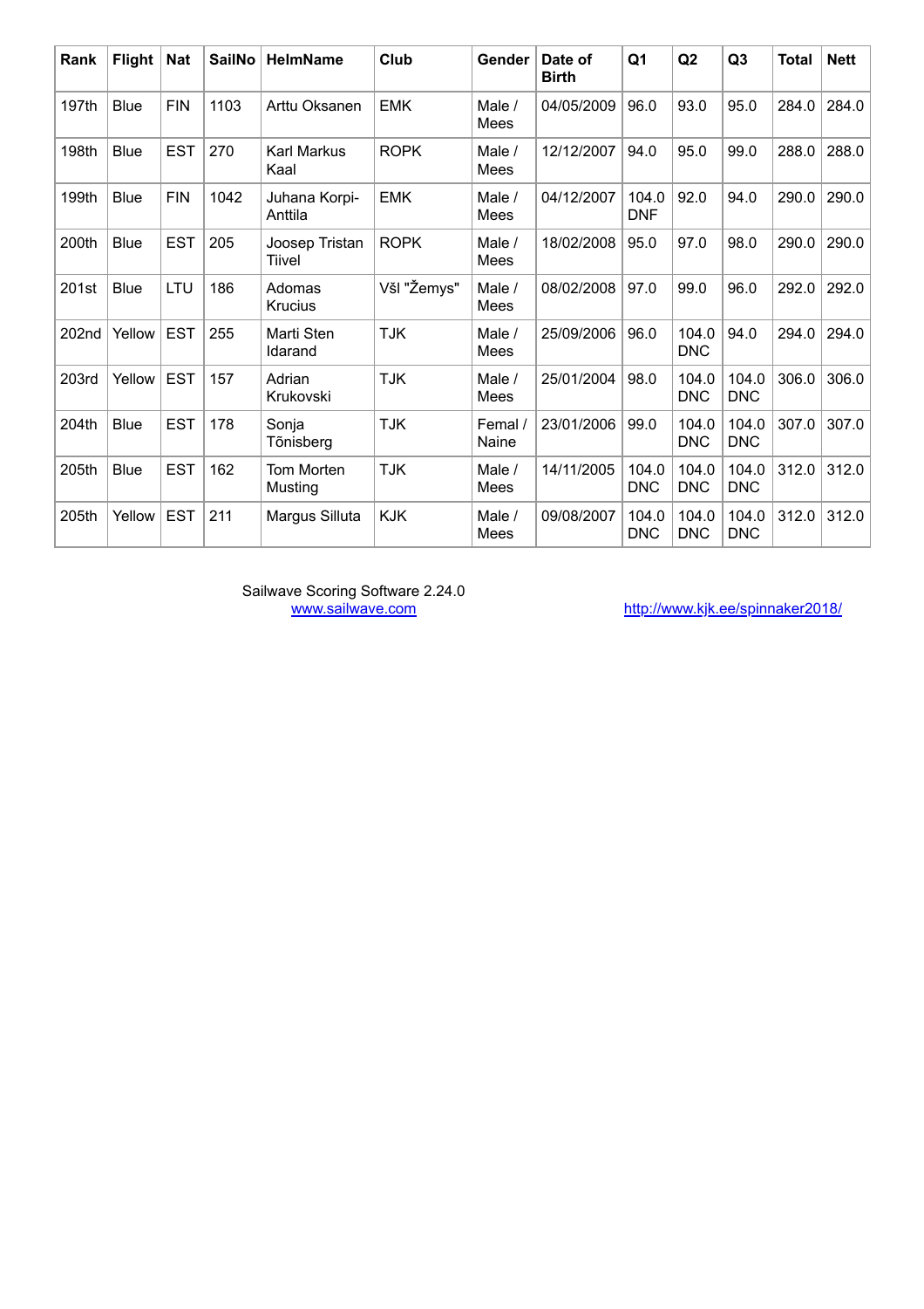| Rank | Flight | Nat | SailNo | HelmName | Club | Gender | Date of Birth | Q1 | Q2 | Q3 | Total | Nett |
|---|---|---|---|---|---|---|---|---|---|---|---|---|
| 197th | Blue | FIN | 1103 | Arttu Oksanen | EMK | Male / Mees | 04/05/2009 | 96.0 | 93.0 | 95.0 | 284.0 | 284.0 |
| 198th | Blue | EST | 270 | Karl Markus Kaal | ROPK | Male / Mees | 12/12/2007 | 94.0 | 95.0 | 99.0 | 288.0 | 288.0 |
| 199th | Blue | FIN | 1042 | Juhana Korpi-Anttila | EMK | Male / Mees | 04/12/2007 | 104.0 DNF | 92.0 | 94.0 | 290.0 | 290.0 |
| 200th | Blue | EST | 205 | Joosep Tristan Tiivel | ROPK | Male / Mees | 18/02/2008 | 95.0 | 97.0 | 98.0 | 290.0 | 290.0 |
| 201st | Blue | LTU | 186 | Adomas Krucius | VšI "Žemys" | Male / Mees | 08/02/2008 | 97.0 | 99.0 | 96.0 | 292.0 | 292.0 |
| 202nd | Yellow | EST | 255 | Marti Sten Idarand | TJK | Male / Mees | 25/09/2006 | 96.0 | 104.0 DNC | 94.0 | 294.0 | 294.0 |
| 203rd | Yellow | EST | 157 | Adrian Krukovski | TJK | Male / Mees | 25/01/2004 | 98.0 | 104.0 DNC | 104.0 DNC | 306.0 | 306.0 |
| 204th | Blue | EST | 178 | Sonja Tõnisberg | TJK | Femal / Naine | 23/01/2006 | 99.0 | 104.0 DNC | 104.0 DNC | 307.0 | 307.0 |
| 205th | Blue | EST | 162 | Tom Morten Musting | TJK | Male / Mees | 14/11/2005 | 104.0 DNC | 104.0 DNC | 104.0 DNC | 312.0 | 312.0 |
| 205th | Yellow | EST | 211 | Margus Silluta | KJK | Male / Mees | 09/08/2007 | 104.0 DNC | 104.0 DNC | 104.0 DNC | 312.0 | 312.0 |

Sailwave Scoring Software 2.24.0
www.sailwave.com

http://www.kjk.ee/spinnaker2018/